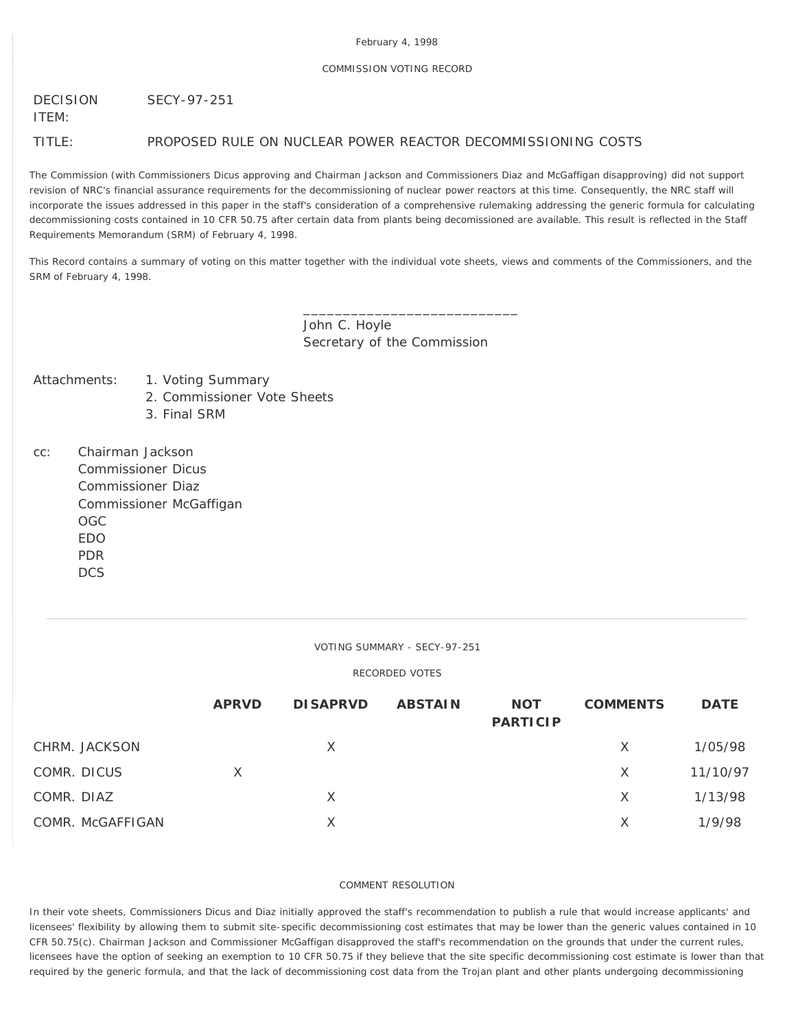February 4, 1998

COMMISSION VOTING RECORD

DECISION ITEM: SECY-97-251

TITLE: PROPOSED RULE ON NUCLEAR POWER REACTOR DECOMMISSIONING COSTS

The Commission (with Commissioners Dicus approving and Chairman Jackson and Commissioners Diaz and McGaffigan disapproving) did not support revision of NRC's financial assurance requirements for the decommissioning of nuclear power reactors at this time. Consequently, the NRC staff will incorporate the issues addressed in this paper in the staff's consideration of a comprehensive rulemaking addressing the generic formula for calculating decommissioning costs contained in 10 CFR 50.75 after certain data from plants being decomissioned are available. This result is reflected in the Staff Requirements Memorandum (SRM) of February 4, 1998.

This Record contains a summary of voting on this matter together with the individual vote sheets, views and comments of the Commissioners, and the SRM of February 4, 1998.

\_\_\_\_\_\_\_\_\_\_\_\_\_\_\_\_\_\_\_\_\_\_\_\_\_\_\_\_
John C. Hoyle
Secretary of the Commission

Attachments:
1. Voting Summary
2. Commissioner Vote Sheets
3. Final SRM

cc:
Chairman Jackson
Commissioner Dicus
Commissioner Diaz
Commissioner McGaffigan
OGC
EDO
PDR
DCS

---

VOTING SUMMARY - SECY-97-251

RECORDED VOTES

| | APRVD | DISAPRVD | ABSTAIN | NOT PARTICIP | COMMENTS | DATE |
|---|---|---|---|---|---|---|
| CHRM. JACKSON | | X | | | X | 1/05/98 |
| COMR. DICUS | X | | | | X | 11/10/97 |
| COMR. DIAZ | | X | | | X | 1/13/98 |
| COMR. McGAFFIGAN | | X | | | X | 1/9/98 |

COMMENT RESOLUTION

In their vote sheets, Commissioners Dicus and Diaz initially approved the staff's recommendation to publish a rule that would increase applicants' and licensees' flexibility by allowing them to submit site-specific decommissioning cost estimates that may be lower than the generic values contained in 10 CFR 50.75(c). Chairman Jackson and Commissioner McGaffigan disapproved the staff's recommendation on the grounds that under the current rules, licensees have the option of seeking an exemption to 10 CFR 50.75 if they believe that the site specific decommissioning cost estimate is lower than that required by the generic formula, and that the lack of decommissioning cost data from the Trojan plant and other plants undergoing decommissioning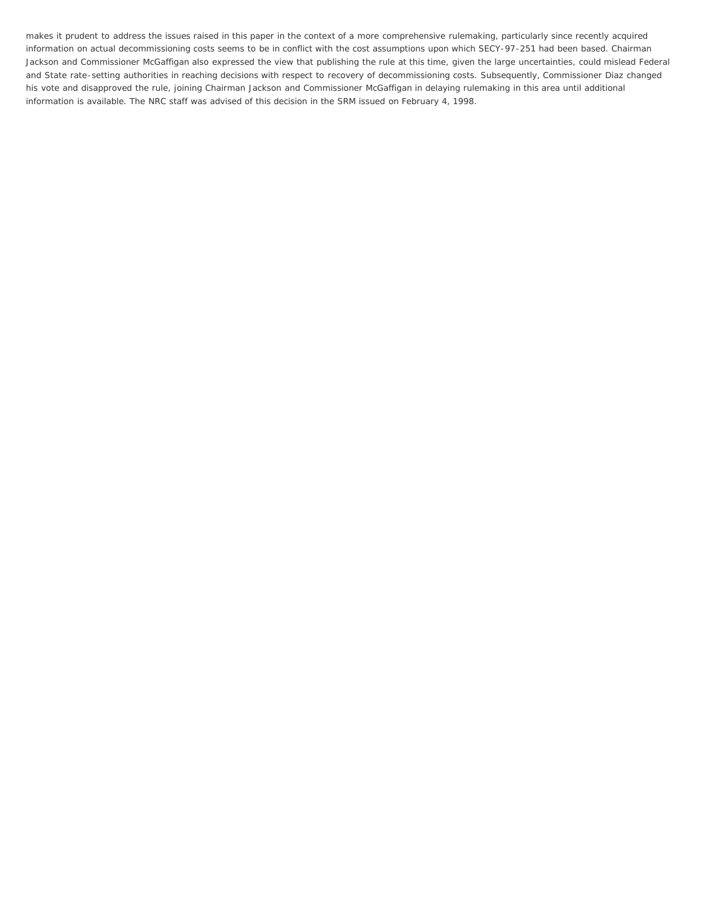makes it prudent to address the issues raised in this paper in the context of a more comprehensive rulemaking, particularly since recently acquired information on actual decommissioning costs seems to be in conflict with the cost assumptions upon which SECY-97-251 had been based. Chairman Jackson and Commissioner McGaffigan also expressed the view that publishing the rule at this time, given the large uncertainties, could mislead Federal and State rate-setting authorities in reaching decisions with respect to recovery of decommissioning costs. Subsequently, Commissioner Diaz changed his vote and disapproved the rule, joining Chairman Jackson and Commissioner McGaffigan in delaying rulemaking in this area until additional information is available. The NRC staff was advised of this decision in the SRM issued on February 4, 1998.